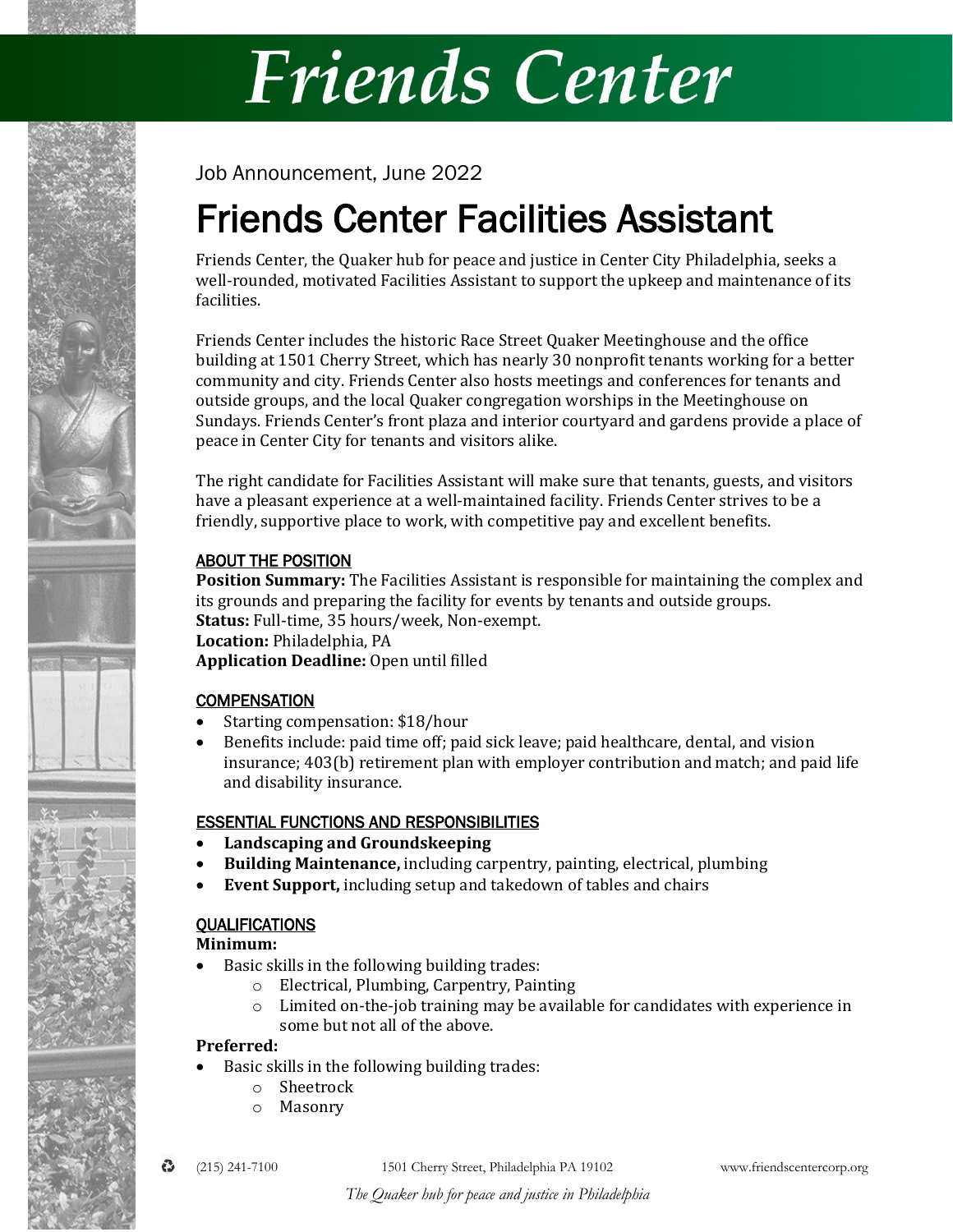# Friends Center

Job Announcement, June 2022

## Friends Center Facilities Assistant

Friends Center, the Quaker hub for peace and justice in Center City Philadelphia, seeks a well-rounded, motivated Facilities Assistant to support the upkeep and maintenance of its facilities.

Friends Center includes the historic Race Street Quaker Meetinghouse and the office building at 1501 Cherry Street, which has nearly 30 nonprofit tenants working for a better community and city. Friends Center also hosts meetings and conferences for tenants and outside groups, and the local Quaker congregation worships in the Meetinghouse on Sundays. Friends Center's front plaza and interior courtyard and gardens provide a place of peace in Center City for tenants and visitors alike.

The right candidate for Facilities Assistant will make sure that tenants, guests, and visitors have a pleasant experience at a well-maintained facility. Friends Center strives to be a friendly, supportive place to work, with competitive pay and excellent benefits.

### ABOUT THE POSITION

**Position Summary:** The Facilities Assistant is responsible for maintaining the complex and its grounds and preparing the facility for events by tenants and outside groups.
**Status:** Full-time, 35 hours/week, Non-exempt.
**Location:** Philadelphia, PA
**Application Deadline:** Open until filled

### COMPENSATION

- Starting compensation: $18/hour
- Benefits include: paid time off; paid sick leave; paid healthcare, dental, and vision insurance; 403(b) retirement plan with employer contribution and match; and paid life and disability insurance.

### ESSENTIAL FUNCTIONS AND RESPONSIBILITIES

- **Landscaping and Groundskeeping**
- **Building Maintenance,** including carpentry, painting, electrical, plumbing
- **Event Support,** including setup and takedown of tables and chairs

### QUALIFICATIONS

**Minimum:**

- Basic skills in the following building trades:
  - Electrical, Plumbing, Carpentry, Painting
  - Limited on-the-job training may be available for candidates with experience in some but not all of the above.

**Preferred:**

- Basic skills in the following building trades:
  - Sheetrock
  - Masonry

(215) 241-7100 1501 Cherry Street, Philadelphia PA 19102 www.friendscentercorp.org

*The Quaker hub for peace and justice in Philadelphia*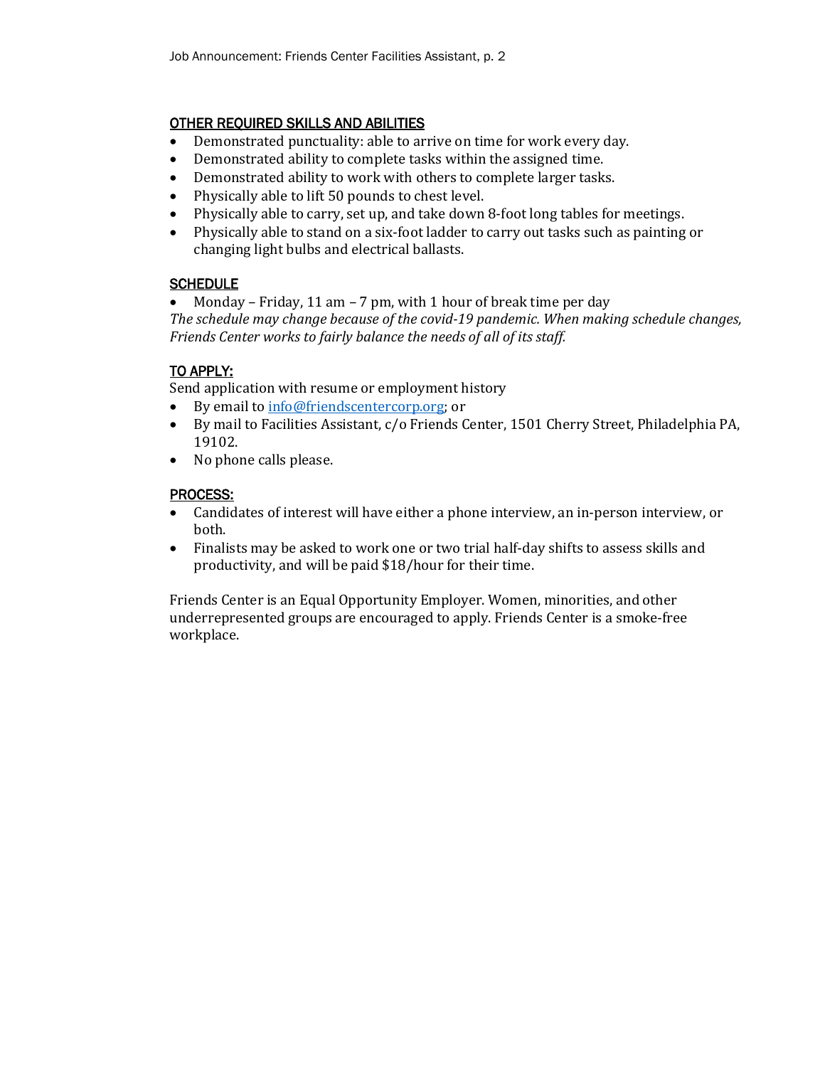## OTHER REQUIRED SKILLS AND ABILITIES

- Demonstrated punctuality: able to arrive on time for work every day.
- Demonstrated ability to complete tasks within the assigned time.
- Demonstrated ability to work with others to complete larger tasks.
- Physically able to lift 50 pounds to chest level.
- Physically able to carry, set up, and take down 8-foot long tables for meetings.
- Physically able to stand on a six-foot ladder to carry out tasks such as painting or changing light bulbs and electrical ballasts.

## SCHEDULE

- Monday – Friday, 11 am – 7 pm, with 1 hour of break time per day

*The schedule may change because of the covid-19 pandemic. When making schedule changes, Friends Center works to fairly balance the needs of all of its staff.*

## TO APPLY:

Send application with resume or employment history

- By email to info@friendscentercorp.org; or
- By mail to Facilities Assistant, c/o Friends Center, 1501 Cherry Street, Philadelphia PA, 19102.
- No phone calls please.

## PROCESS:

- Candidates of interest will have either a phone interview, an in-person interview, or both.
- Finalists may be asked to work one or two trial half-day shifts to assess skills and productivity, and will be paid $18/hour for their time.

Friends Center is an Equal Opportunity Employer. Women, minorities, and other underrepresented groups are encouraged to apply. Friends Center is a smoke-free workplace.